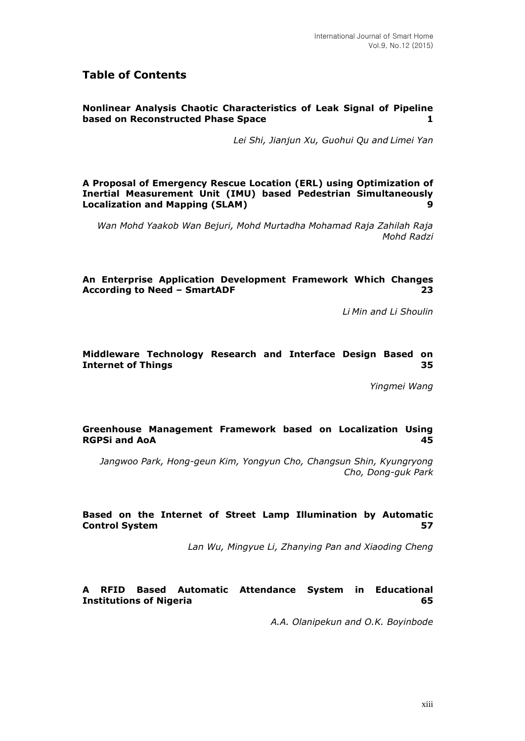## Table of Contents

**Nonlinear Analysis Chaotic Characteristics of Leak Signal of Pipeline based on Reconstructed Phase Space** **1**

*Lei Shi, Jianjun Xu, Guohui Qu and Limei Yan*

**A Proposal of Emergency Rescue Location (ERL) using Optimization of Inertial Measurement Unit (IMU) based Pedestrian Simultaneously Localization and Mapping (SLAM)** **9**

*Wan Mohd Yaakob Wan Bejuri, Mohd Murtadha Mohamad Raja Zahilah Raja Mohd Radzi*

**An Enterprise Application Development Framework Which Changes According to Need – SmartADF** **23**

*Li Min and Li Shoulin*

**Middleware Technology Research and Interface Design Based on Internet of Things** **35**

*Yingmei Wang*

**Greenhouse Management Framework based on Localization Using RGPSi and AoA** **45**

*Jangwoo Park, Hong-geun Kim, Yongyun Cho, Changsun Shin, Kyungryong Cho, Dong-guk Park*

**Based on the Internet of Street Lamp Illumination by Automatic Control System** **57**

*Lan Wu, Mingyue Li, Zhanying Pan and Xiaoding Cheng*

**A RFID Based Automatic Attendance System in Educational Institutions of Nigeria** **65**

*A.A. Olanipekun and O.K. Boyinbode*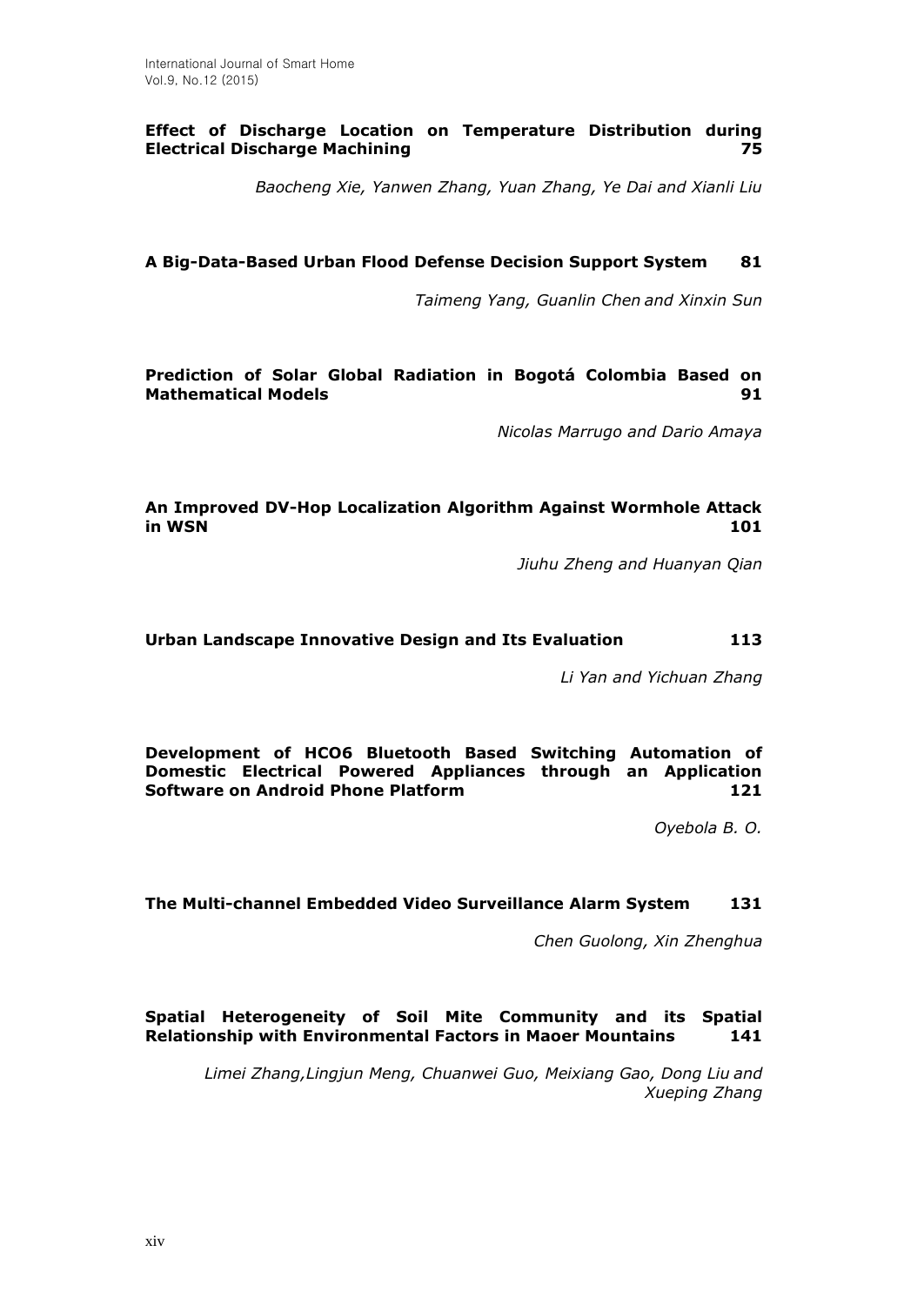**Effect of Discharge Location on Temperature Distribution during Electrical Discharge Machining** **75**

*Baocheng Xie, Yanwen Zhang, Yuan Zhang, Ye Dai and Xianli Liu*

**A Big-Data-Based Urban Flood Defense Decision Support System** **81**

*Taimeng Yang, Guanlin Chen and Xinxin Sun*

**Prediction of Solar Global Radiation in Bogotá Colombia Based on Mathematical Models** **91**

*Nicolas Marrugo and Dario Amaya*

**An Improved DV-Hop Localization Algorithm Against Wormhole Attack in WSN** **101**

*Jiuhu Zheng and Huanyan Qian*

**Urban Landscape Innovative Design and Its Evaluation** **113**

*Li Yan and Yichuan Zhang*

**Development of HCO6 Bluetooth Based Switching Automation of Domestic Electrical Powered Appliances through an Application Software on Android Phone Platform** **121**

*Oyebola B. O.*

**The Multi-channel Embedded Video Surveillance Alarm System** **131**

*Chen Guolong, Xin Zhenghua*

**Spatial Heterogeneity of Soil Mite Community and its Spatial Relationship with Environmental Factors in Maoer Mountains** **141**

*Limei Zhang,Lingjun Meng, Chuanwei Guo, Meixiang Gao, Dong Liu and Xueping Zhang*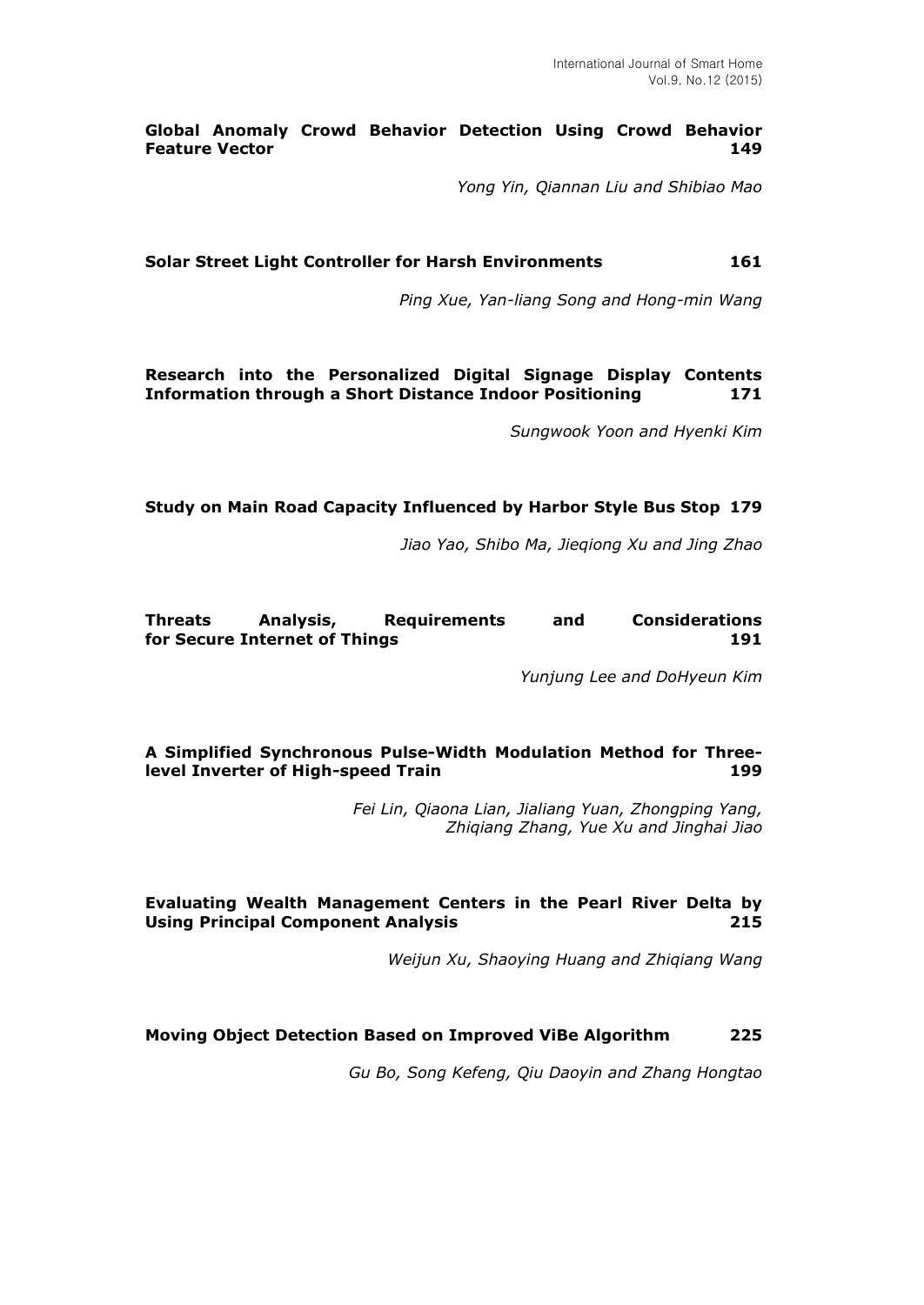**Global Anomaly Crowd Behavior Detection Using Crowd Behavior Feature Vector** 149

*Yong Yin, Qiannan Liu and Shibiao Mao*

**Solar Street Light Controller for Harsh Environments** 161

*Ping Xue, Yan-liang Song and Hong-min Wang*

**Research into the Personalized Digital Signage Display Contents Information through a Short Distance Indoor Positioning** 171

*Sungwook Yoon and Hyenki Kim*

**Study on Main Road Capacity Influenced by Harbor Style Bus Stop** 179

*Jiao Yao, Shibo Ma, Jieqiong Xu and Jing Zhao*

**Threats Analysis, Requirements and Considerations for Secure Internet of Things** 191

*Yunjung Lee and DoHyeun Kim*

**A Simplified Synchronous Pulse-Width Modulation Method for Three-level Inverter of High-speed Train** 199

*Fei Lin, Qiaona Lian, Jialiang Yuan, Zhongping Yang, Zhiqiang Zhang, Yue Xu and Jinghai Jiao*

**Evaluating Wealth Management Centers in the Pearl River Delta by Using Principal Component Analysis** 215

*Weijun Xu, Shaoying Huang and Zhiqiang Wang*

**Moving Object Detection Based on Improved ViBe Algorithm** 225

*Gu Bo, Song Kefeng, Qiu Daoyin and Zhang Hongtao*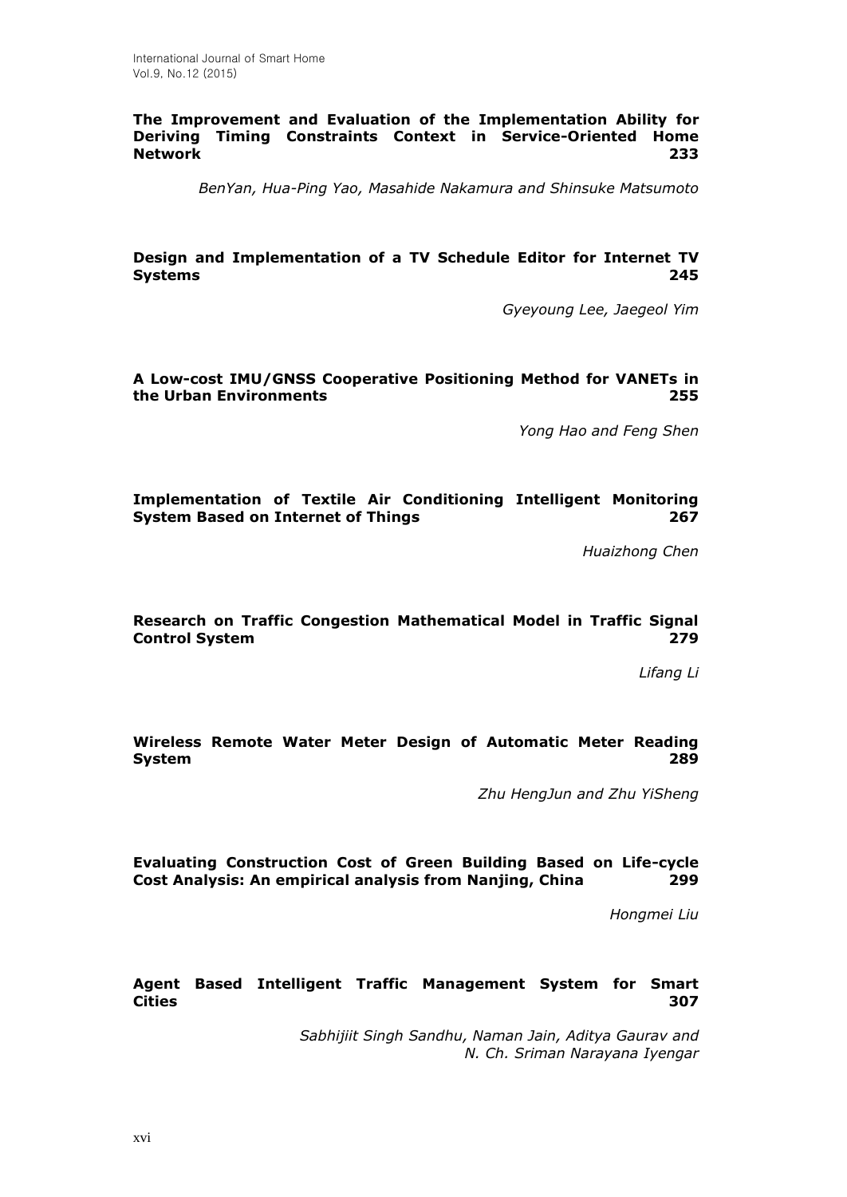**The Improvement and Evaluation of the Implementation Ability for Deriving Timing Constraints Context in Service-Oriented Home Network 233**

*BenYan, Hua-Ping Yao, Masahide Nakamura and Shinsuke Matsumoto*

**Design and Implementation of a TV Schedule Editor for Internet TV Systems 245**

*Gyeyoung Lee, Jaegeol Yim*

**A Low-cost IMU/GNSS Cooperative Positioning Method for VANETs in the Urban Environments 255**

*Yong Hao and Feng Shen*

**Implementation of Textile Air Conditioning Intelligent Monitoring System Based on Internet of Things 267**

*Huaizhong Chen*

**Research on Traffic Congestion Mathematical Model in Traffic Signal Control System 279**

*Lifang Li*

**Wireless Remote Water Meter Design of Automatic Meter Reading System 289**

*Zhu HengJun and Zhu YiSheng*

**Evaluating Construction Cost of Green Building Based on Life-cycle Cost Analysis: An empirical analysis from Nanjing, China 299**

*Hongmei Liu*

**Agent Based Intelligent Traffic Management System for Smart Cities 307**

*Sabhijiit Singh Sandhu, Naman Jain, Aditya Gaurav and N. Ch. Sriman Narayana Iyengar*